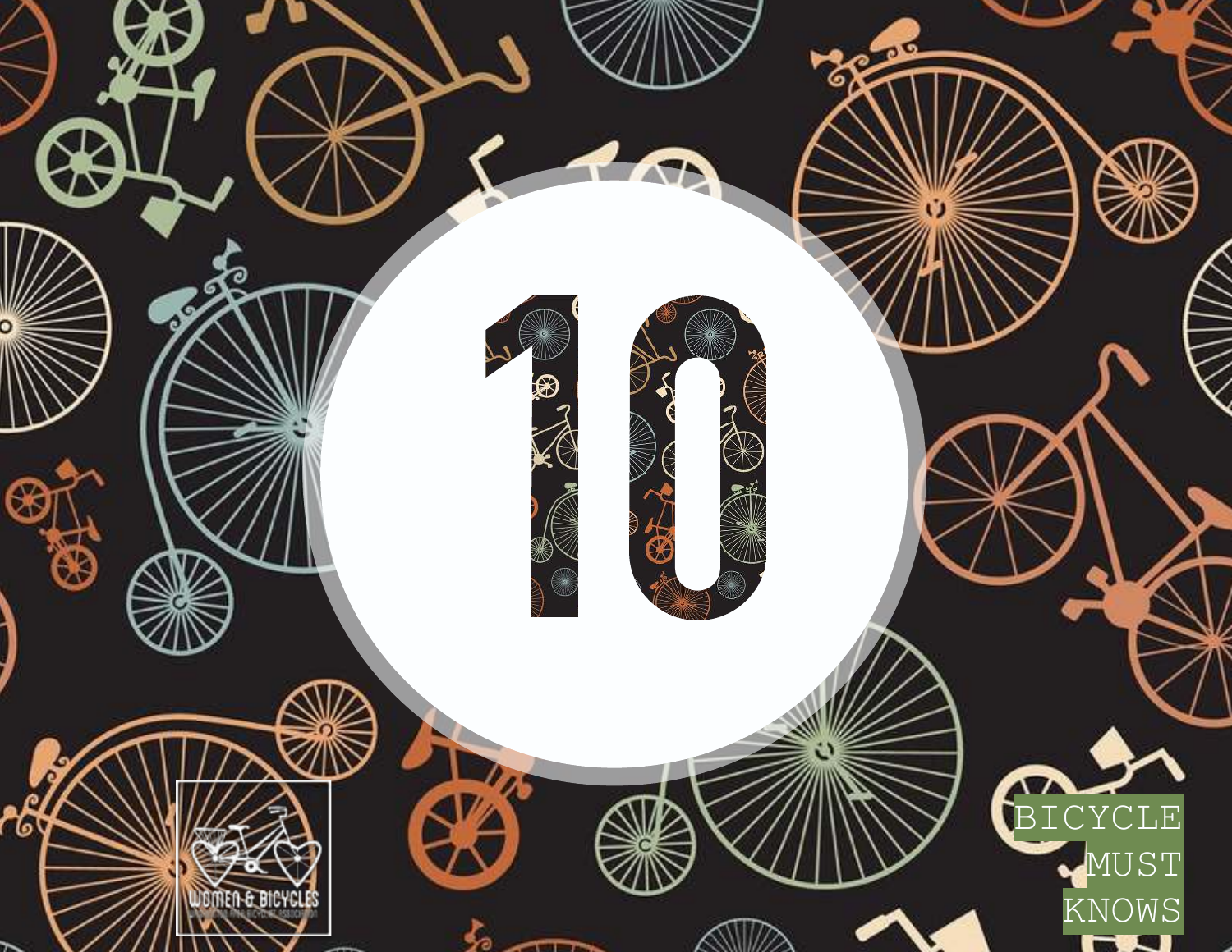# 10

BICYCLE MUST KNOWS

WOMEN & BICYCLES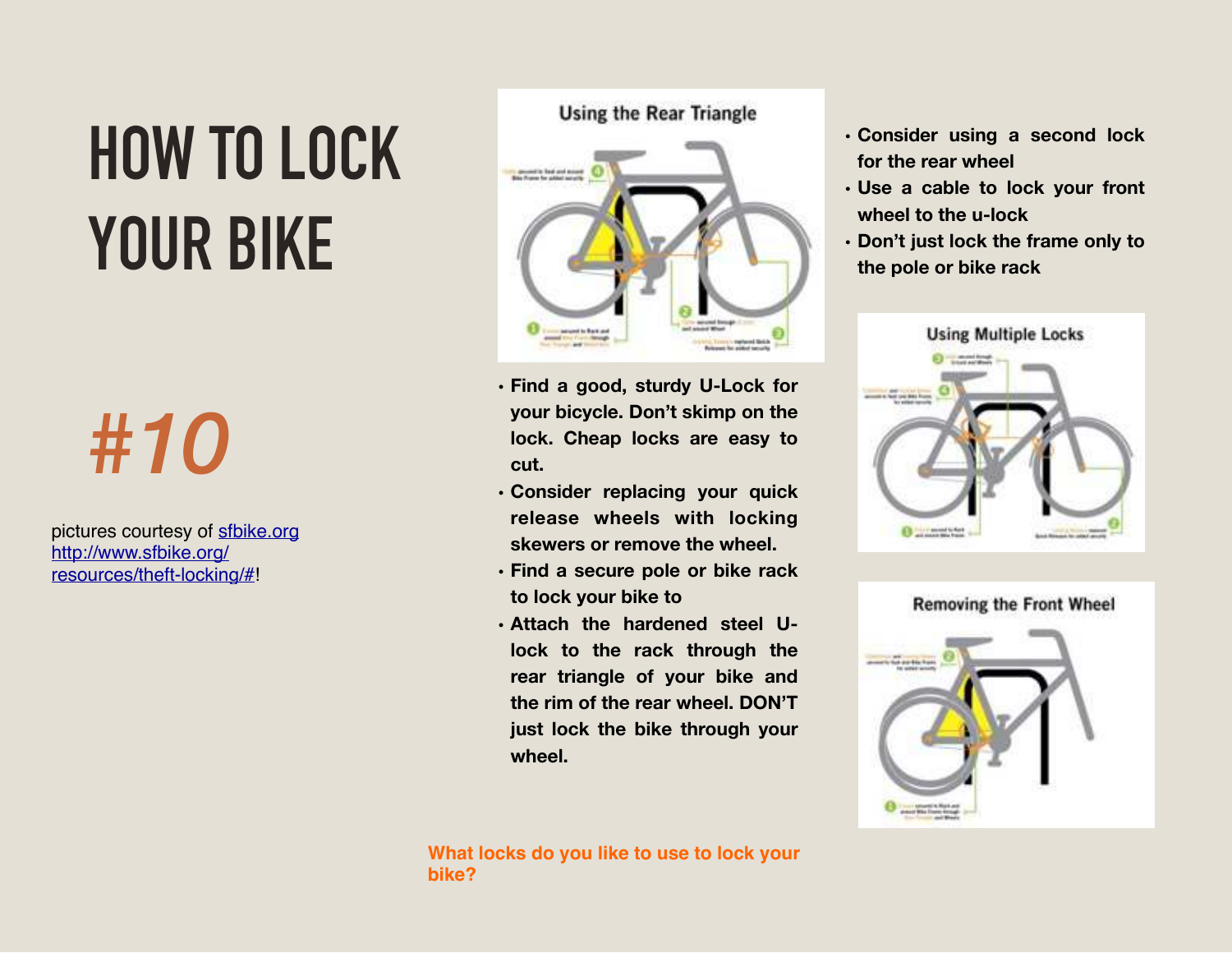# HOW TO LOCK YOUR BIKE

## *#10*

pictures courtesy of [sfbike.org](http://sfbike.org) [http://www.sfbike.org/resources/theft-locking/#](http://www.sfbike.org/resources/theft-locking/#)!

- **Find a good, sturdy U-Lock for your bicycle. Don't skimp on the lock. Cheap locks are easy to cut.**
- **Consider replacing your quick release wheels with locking skewers or remove the wheel.**
- **Find a secure pole or bike rack to lock your bike to**
- **Attach the hardened steel U-lock to the rack through the rear triangle of your bike and the rim of the rear wheel. DON'T just lock the bike through your wheel.**
- **Consider using a second lock for the rear wheel**
- **Use a cable to lock your front wheel to the u-lock**
- **Don't just lock the frame only to the pole or bike rack**

**What locks do you like to use to lock your bike?**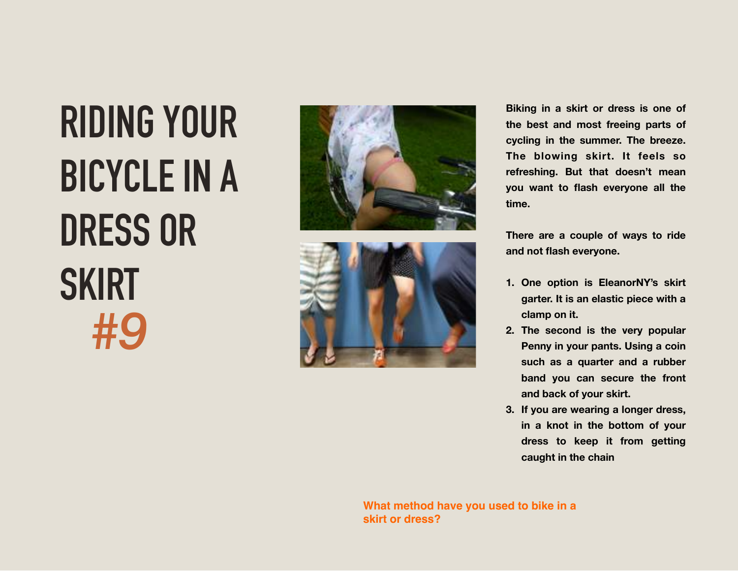# RIDING YOUR BICYCLE IN A DRESS OR SKIRT

## #9

Biking in a skirt or dress is one of the best and most freeing parts of cycling in the summer. The breeze. The blowing skirt. It feels so refreshing. But that doesn't mean you want to flash everyone all the time.

There are a couple of ways to ride and not flash everyone.

1. One option is EleanorNY's skirt garter. It is an elastic piece with a clamp on it.
2. The second is the very popular Penny in your pants. Using a coin such as a quarter and a rubber band you can secure the front and back of your skirt.
3. If you are wearing a longer dress, in a knot in the bottom of your dress to keep it from getting caught in the chain

What method have you used to bike in a skirt or dress?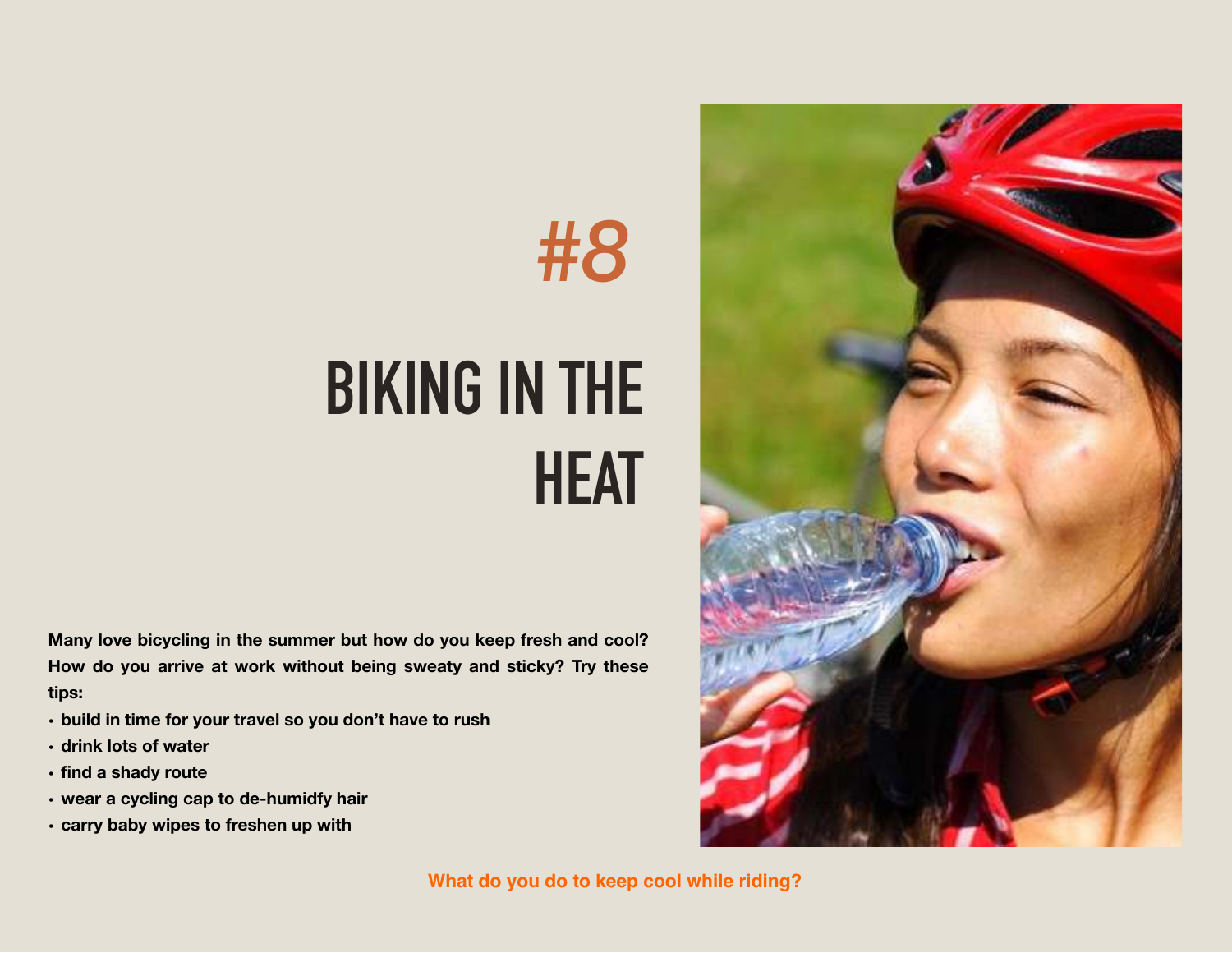#8

# BIKING IN THE HEAT

**Many love bicycling in the summer but how do you keep fresh and cool? How do you arrive at work without being sweaty and sticky? Try these tips:**

- **build in time for your travel so you don't have to rush**
- **drink lots of water**
- **find a shady route**
- **wear a cycling cap to de-humidfy hair**
- **carry baby wipes to freshen up with**

**What do you do to keep cool while riding?**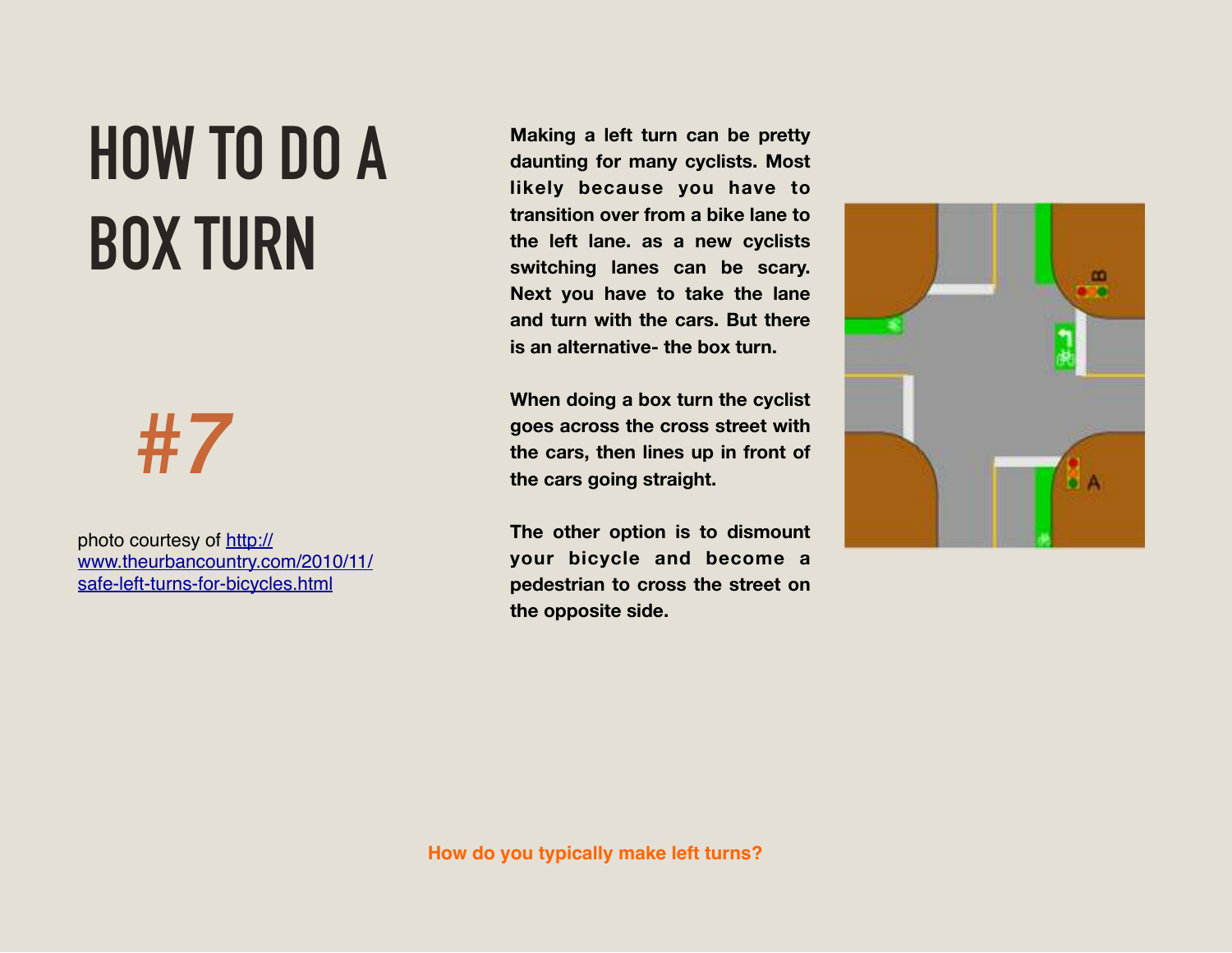# HOW TO DO A BOX TURN

*#7*

photo courtesy of [http://www.theurbancountry.com/2010/11/safe-left-turns-for-bicycles.html](http://www.theurbancountry.com/2010/11/safe-left-turns-for-bicycles.html)

**Making a left turn can be pretty daunting for many cyclists. Most likely because you have to transition over from a bike lane to the left lane. as a new cyclists switching lanes can be scary. Next you have to take the lane and turn with the cars. But there is an alternative- the box turn.**

**When doing a box turn the cyclist goes across the cross street with the cars, then lines up in front of the cars going straight.**

**The other option is to dismount your bicycle and become a pedestrian to cross the street on the opposite side.**

**How do you typically make left turns?**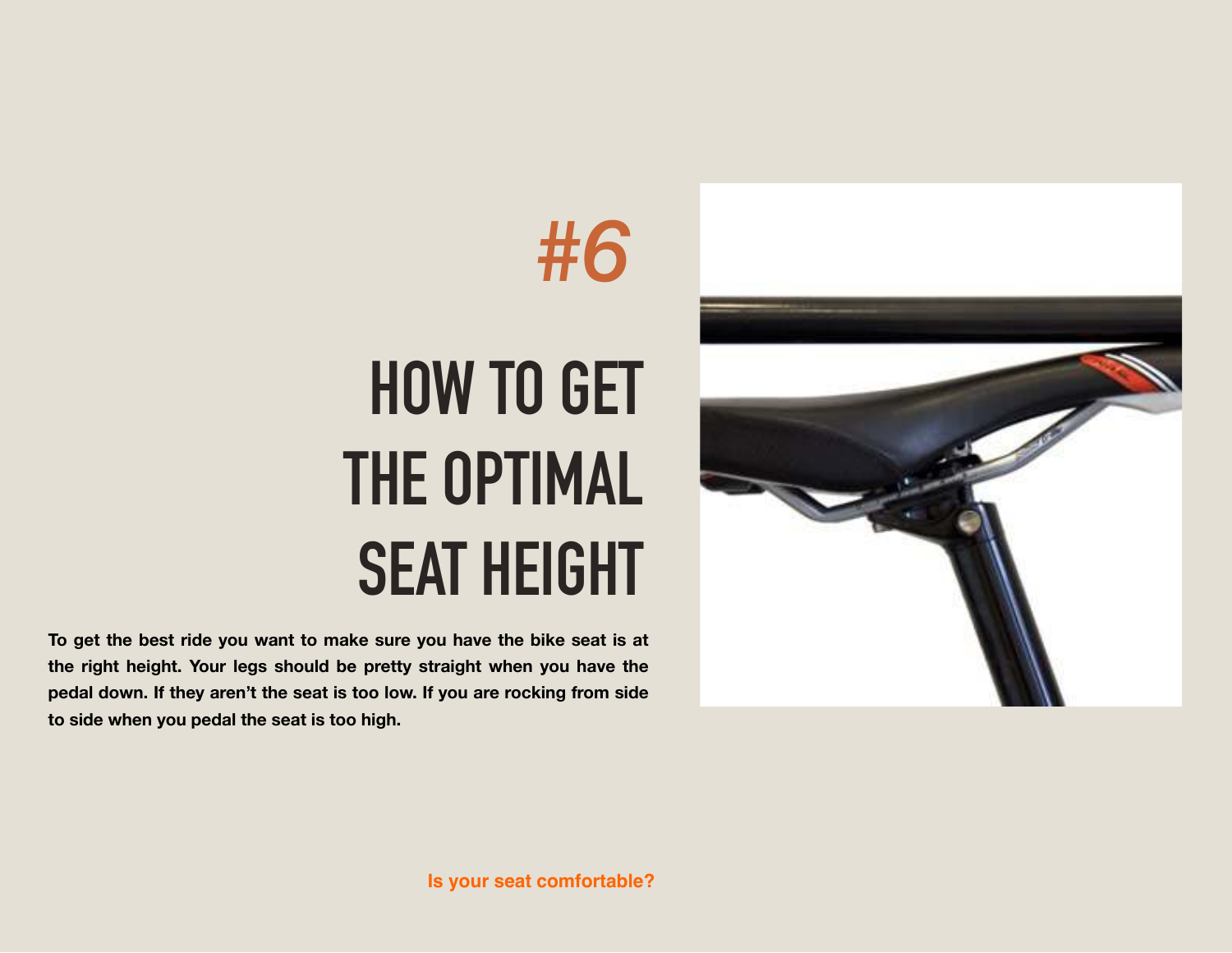#6

# HOW TO GET THE OPTIMAL SEAT HEIGHT

**To get the best ride you want to make sure you have the bike seat is at the right height. Your legs should be pretty straight when you have the pedal down. If they aren't the seat is too low. If you are rocking from side to side when you pedal the seat is too high.**

**Is your seat comfortable?**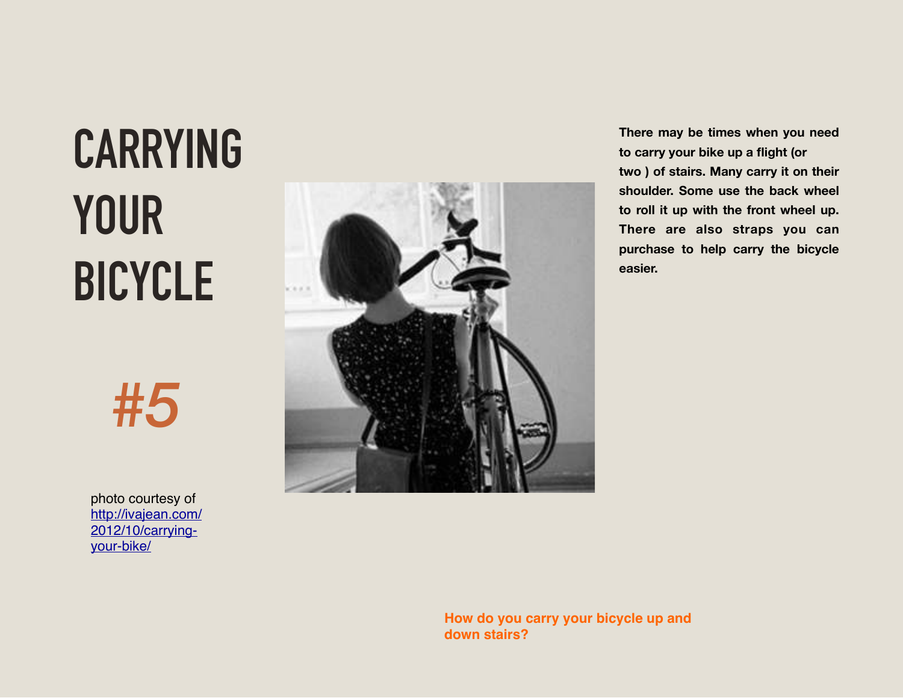# CARRYING YOUR BICYCLE

#5

photo courtesy of [http://ivajean.com/2012/10/carrying-your-bike/](http://ivajean.com/2012/10/carrying-your-bike/)

**There may be times when you need to carry your bike up a flight (or two ) of stairs. Many carry it on their shoulder. Some use the back wheel to roll it up with the front wheel up. There are also straps you can purchase to help carry the bicycle easier.**

**How do you carry your bicycle up and down stairs?**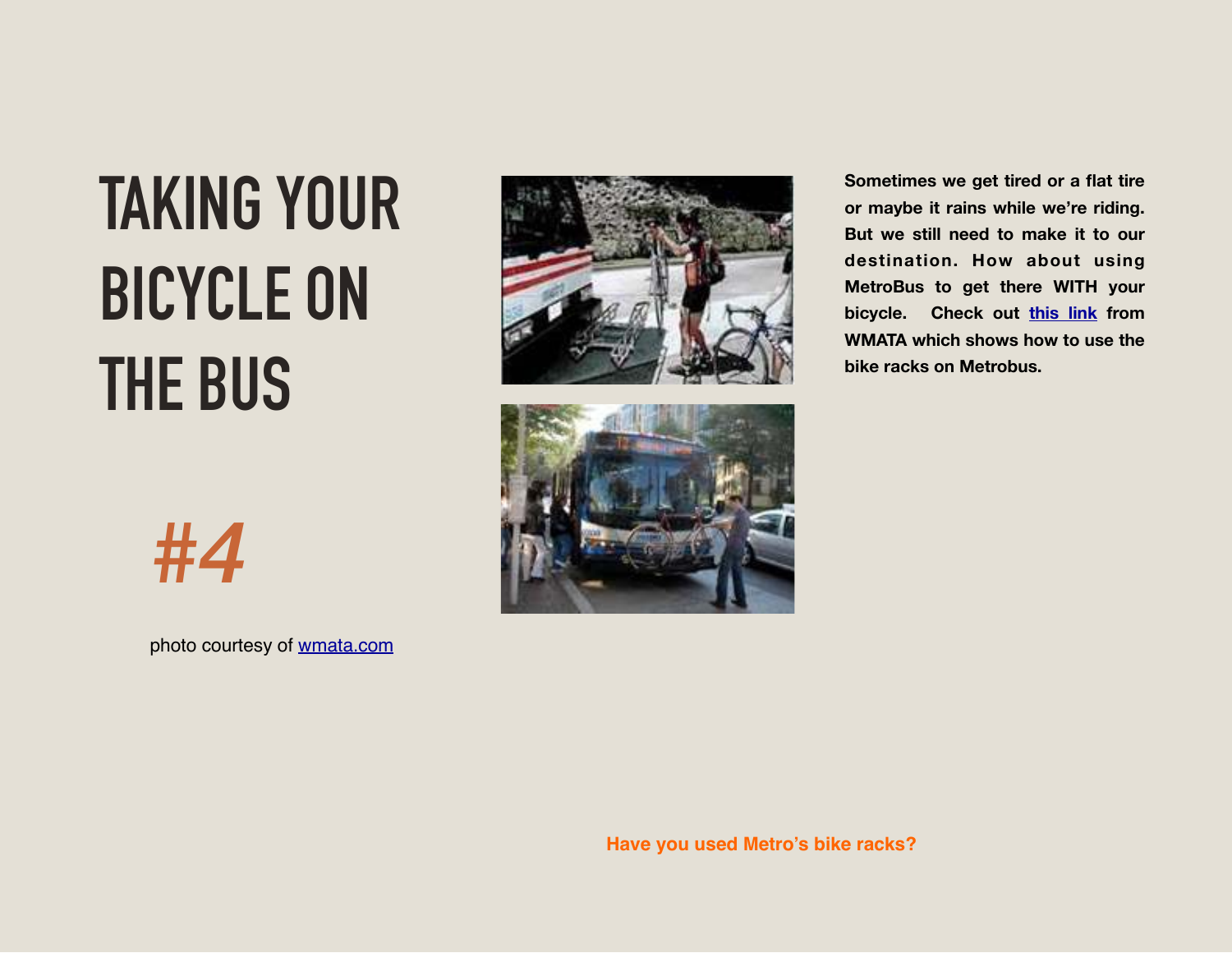# TAKING YOUR BICYCLE ON THE BUS

*#4*

photo courtesy of [wmata.com]

**Sometimes we get tired or a flat tire or maybe it rains while we're riding. But we still need to make it to our destination. How about using MetroBus to get there WITH your bicycle. Check out this link from WMATA which shows how to use the bike racks on Metrobus.**

**Have you used Metro's bike racks?**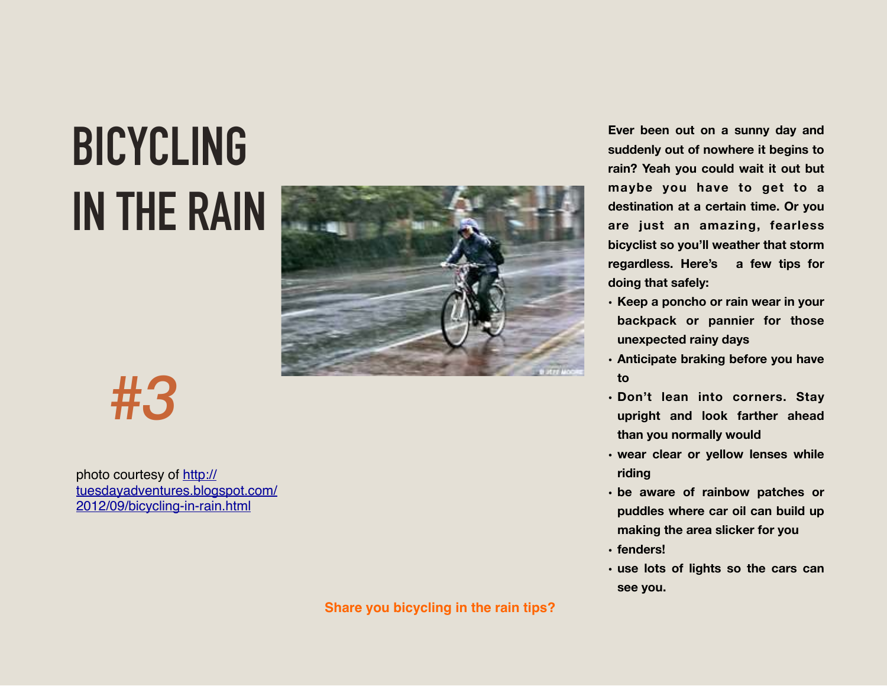# BICYCLING IN THE RAIN

#3

photo courtesy of [http://tuesdayadventures.blogspot.com/2012/09/bicycling-in-rain.html](http://tuesdayadventures.blogspot.com/2012/09/bicycling-in-rain.html)

**Ever been out on a sunny day and suddenly out of nowhere it begins to rain? Yeah you could wait it out but maybe you have to get to a destination at a certain time. Or you are just an amazing, fearless bicyclist so you'll weather that storm regardless. Here's a few tips for doing that safely:**

- **Keep a poncho or rain wear in your backpack or pannier for those unexpected rainy days**
- **Anticipate braking before you have to**
- **Don't lean into corners. Stay upright and look farther ahead than you normally would**
- **wear clear or yellow lenses while riding**
- **be aware of rainbow patches or puddles where car oil can build up making the area slicker for you**
- **fenders!**
- **use lots of lights so the cars can see you.**

**Share you bicycling in the rain tips?**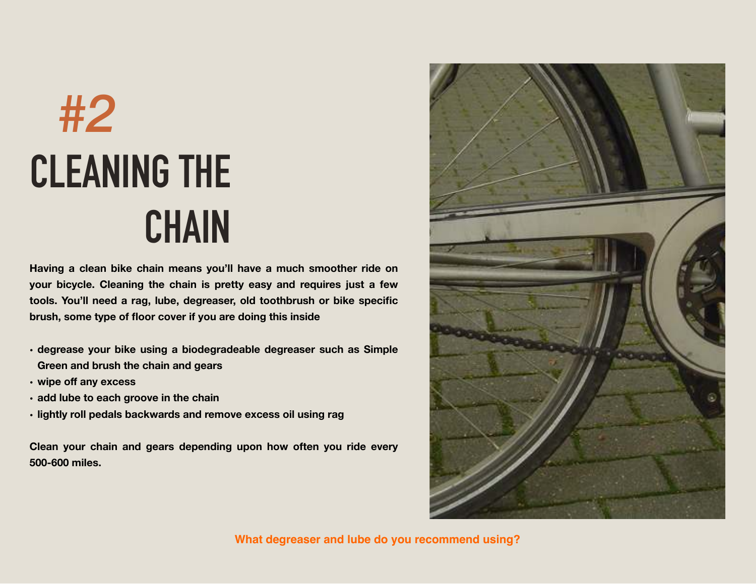## #2

# CLEANING THE CHAIN

**Having a clean bike chain means you'll have a much smoother ride on your bicycle. Cleaning the chain is pretty easy and requires just a few tools. You'll need a rag, lube, degreaser, old toothbrush or bike specific brush, some type of floor cover if you are doing this inside**

- **degrease your bike using a biodegradeable degreaser such as Simple Green and brush the chain and gears**
- **wipe off any excess**
- **add lube to each groove in the chain**
- **lightly roll pedals backwards and remove excess oil using rag**

**Clean your chain and gears depending upon how often you ride every 500-600 miles.**

**What degreaser and lube do you recommend using?**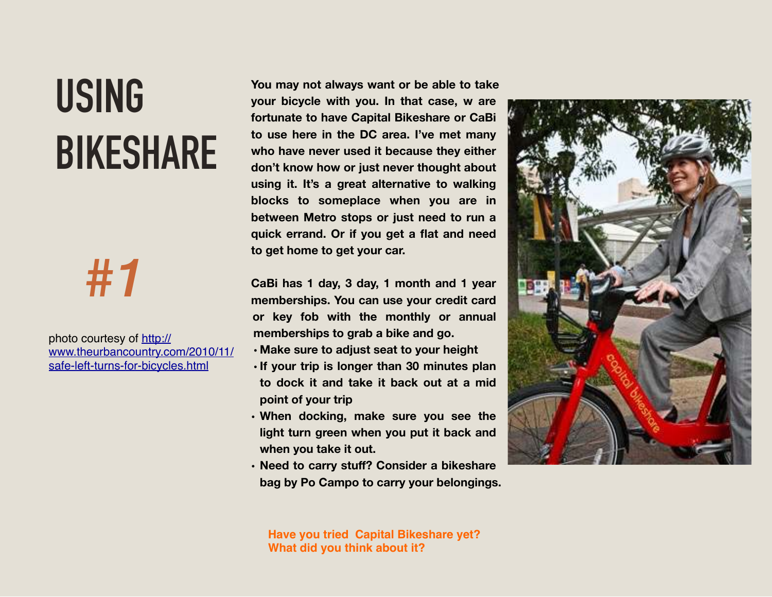# USING BIKESHARE

## #1

photo courtesy of http://www.theurbancountry.com/2010/11/safe-left-turns-for-bicycles.html

**You may not always want or be able to take your bicycle with you. In that case, w are fortunate to have Capital Bikeshare or CaBi to use here in the DC area. I've met many who have never used it because they either don't know how or just never thought about using it. It's a great alternative to walking blocks to someplace when you are in between Metro stops or just need to run a quick errand. Or if you get a flat and need to get home to get your car.**

**CaBi has 1 day, 3 day, 1 month and 1 year memberships. You can use your credit card or key fob with the monthly or annual memberships to grab a bike and go.**

- **Make sure to adjust seat to your height**
- **If your trip is longer than 30 minutes plan to dock it and take it back out at a mid point of your trip**
- **When docking, make sure you see the light turn green when you put it back and when you take it out.**
- **Need to carry stuff? Consider a bikeshare bag by Po Campo to carry your belongings.**

**Have you tried Capital Bikeshare yet? What did you think about it?**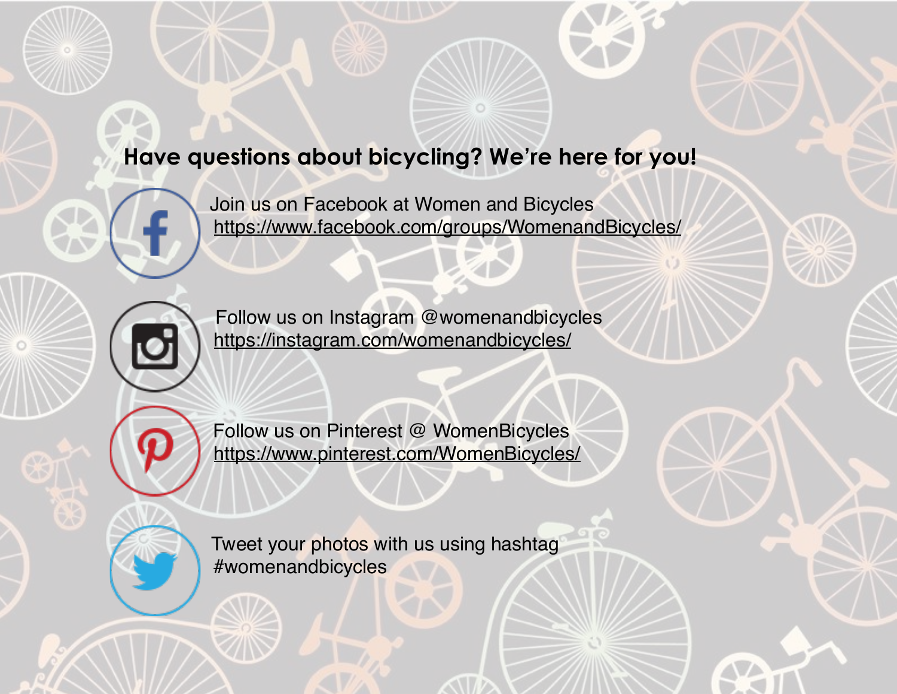**Have questions about bicycling? We're here for you!**

Join us on Facebook at Women and Bicycles
https://www.facebook.com/groups/WomenandBicycles/

Follow us on Instagram @womenandbicycles
https://instagram.com/womenandbicycles/

Follow us on Pinterest @ WomenBicycles
https://www.pinterest.com/WomenBicycles/

Tweet your photos with us using hashtag
#womenandbicycles